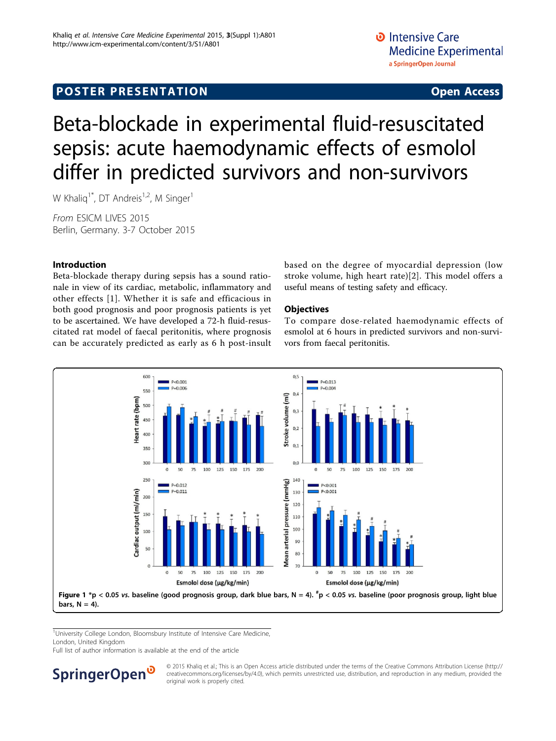POSTER PRESENTATION

Open Access

# Beta-blockade in experimental fluid-resuscitated sepsis: acute haemodynamic effects of esmolol differ in predicted survivors and non-survivors

W Khaliq[1*], DT Andreis[1,2], M Singer[1]

*From* ESICM LIVES 2015
Berlin, Germany. 3-7 October 2015

## Introduction

Beta-blockade therapy during sepsis has a sound rationale in view of its cardiac, metabolic, inflammatory and other effects [1]. Whether it is safe and efficacious in both good prognosis and poor prognosis patients is yet to be ascertained. We have developed a 72-h fluid-resuscitated rat model of faecal peritonitis, where prognosis can be accurately predicted as early as 6 h post-insult based on the degree of myocardial depression (low stroke volume, high heart rate)[2]. This model offers a useful means of testing safety and efficacy.

## Objectives

To compare dose-related haemodynamic effects of esmolol at 6 hours in predicted survivors and non-survivors from faecal peritonitis.

**Figure 1** *p < 0.05 *vs.* baseline (good prognosis group, dark blue bars, N = 4). #p < 0.05 *vs.* baseline (poor prognosis group, light blue bars, N = 4).

[1]University College London, Bloomsbury Institute of Intensive Care Medicine, London, United Kingdom
Full list of author information is available at the end of the article

© 2015 Khaliq et al.; This is an Open Access article distributed under the terms of the Creative Commons Attribution License (http://creativecommons.org/licenses/by/4.0), which permits unrestricted use, distribution, and reproduction in any medium, provided the original work is properly cited.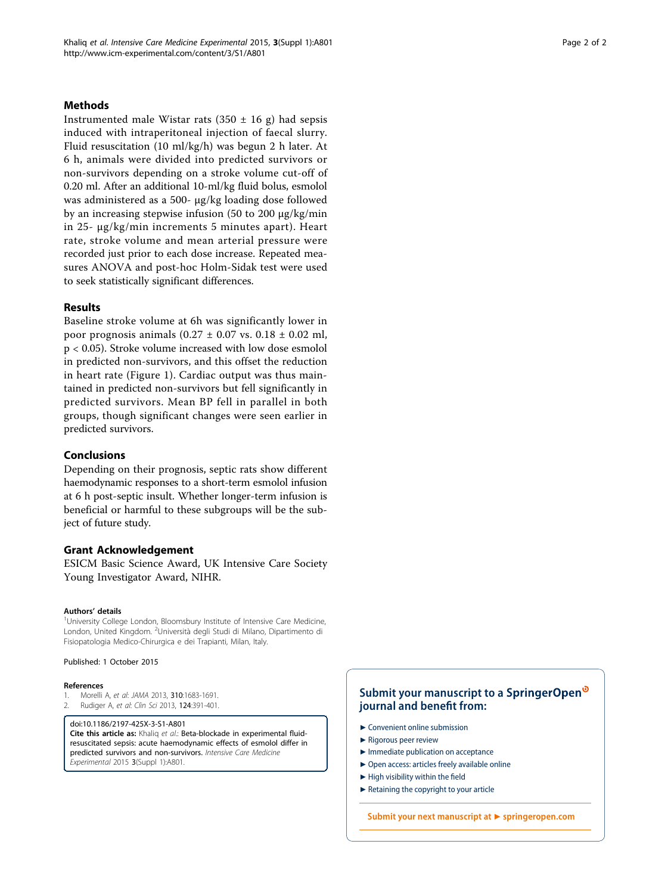## Methods

Instrumented male Wistar rats (350 ± 16 g) had sepsis induced with intraperitoneal injection of faecal slurry. Fluid resuscitation (10 ml/kg/h) was begun 2 h later. At 6 h, animals were divided into predicted survivors or non-survivors depending on a stroke volume cut-off of 0.20 ml. After an additional 10-ml/kg fluid bolus, esmolol was administered as a 500- µg/kg loading dose followed by an increasing stepwise infusion (50 to 200 µg/kg/min in 25- µg/kg/min increments 5 minutes apart). Heart rate, stroke volume and mean arterial pressure were recorded just prior to each dose increase. Repeated measures ANOVA and post-hoc Holm-Sidak test were used to seek statistically significant differences.

## Results

Baseline stroke volume at 6h was significantly lower in poor prognosis animals (0.27 ± 0.07 vs. 0.18 ± 0.02 ml, $p < 0.05$). Stroke volume increased with low dose esmolol in predicted non-survivors, and this offset the reduction in heart rate (Figure 1). Cardiac output was thus maintained in predicted non-survivors but fell significantly in predicted survivors. Mean BP fell in parallel in both groups, though significant changes were seen earlier in predicted survivors.

## Conclusions

Depending on their prognosis, septic rats show different haemodynamic responses to a short-term esmolol infusion at 6 h post-septic insult. Whether longer-term infusion is beneficial or harmful to these subgroups will be the subject of future study.

## Grant Acknowledgement

ESICM Basic Science Award, UK Intensive Care Society Young Investigator Award, NIHR.

#### Authors' details

[1]University College London, Bloomsbury Institute of Intensive Care Medicine, London, United Kingdom. [2]Università degli Studi di Milano, Dipartimento di Fisiopatologia Medico-Chirurgica e dei Trapianti, Milan, Italy.

Published: 1 October 2015

#### References

1. Morelli A, *et al*: *JAMA* 2013, **310**:1683-1691.
2. Rudiger A, *et al*: *Clin Sci* 2013, **124**:391-401.

doi:10.1186/2197-425X-3-S1-A801
**Cite this article as:** Khaliq *et al.*: Beta-blockade in experimental fluid-resuscitated sepsis: acute haemodynamic effects of esmolol differ in predicted survivors and non-survivors. *Intensive Care Medicine Experimental* 2015 **3**(Suppl 1):A801.

**Submit your manuscript to a SpringerOpen journal and benefit from:**

- ► Convenient online submission
- ► Rigorous peer review
- ► Immediate publication on acceptance
- ► Open access: articles freely available online
- ► High visibility within the field
- ► Retaining the copyright to your article

**Submit your next manuscript at ► springeropen.com**